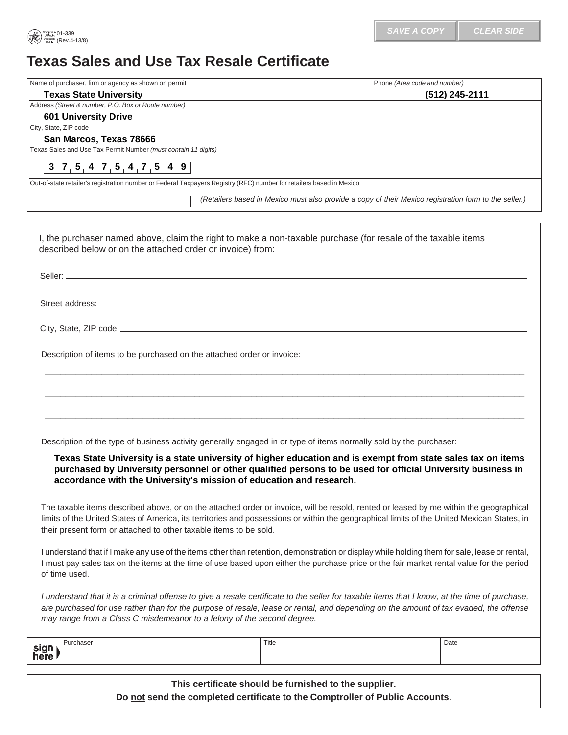01-339
(Rev.4-13/8)

SAVE A COPY | CLEAR SIDE

# Texas Sales and Use Tax Resale Certificate

| Name of purchaser, firm or agency as shown on permit | Phone *(Area code and number)* |
|---|---|
| **Texas State University** | **(512) 245-2111** |
| Address *(Street & number, P.O. Box or Route number)* | |
| **601 University Drive** | |
| City, State, ZIP code | |
| **San Marcos, Texas 78666** | |
| Texas Sales and Use Tax Permit Number *(must contain 11 digits)* | |
| **3 7 5 4 7 5 4 7 5 4 9** | |
| Out-of-state retailer's registration number or Federal Taxpayers Registry (RFC) number for retailers based in Mexico | |
| *(Retailers based in Mexico must also provide a copy of their Mexico registration form to the seller.)* | |

I, the purchaser named above, claim the right to make a non-taxable purchase (for resale of the taxable items described below or on the attached order or invoice) from:

Seller: ______________________________

Street address: ______________________________

City, State, ZIP code: ______________________________

Description of items to be purchased on the attached order or invoice:

______________________________

______________________________

______________________________

Description of the type of business activity generally engaged in or type of items normally sold by the purchaser:

**Texas State University is a state university of higher education and is exempt from state sales tax on items purchased by University personnel or other qualified persons to be used for official University business in accordance with the University's mission of education and research.**

The taxable items described above, or on the attached order or invoice, will be resold, rented or leased by me within the geographical limits of the United States of America, its territories and possessions or within the geographical limits of the United Mexican States, in their present form or attached to other taxable items to be sold.

I understand that if I make any use of the items other than retention, demonstration or display while holding them for sale, lease or rental, I must pay sales tax on the items at the time of use based upon either the purchase price or the fair market rental value for the period of time used.

*I understand that it is a criminal offense to give a resale certificate to the seller for taxable items that I know, at the time of purchase, are purchased for use rather than for the purpose of resale, lease or rental, and depending on the amount of tax evaded, the offense may range from a Class C misdemeanor to a felony of the second degree.*

| sign here Purchaser | Title | Date |
|---|---|---|
| | | |

**This certificate should be furnished to the supplier.**

**Do not send the completed certificate to the Comptroller of Public Accounts.**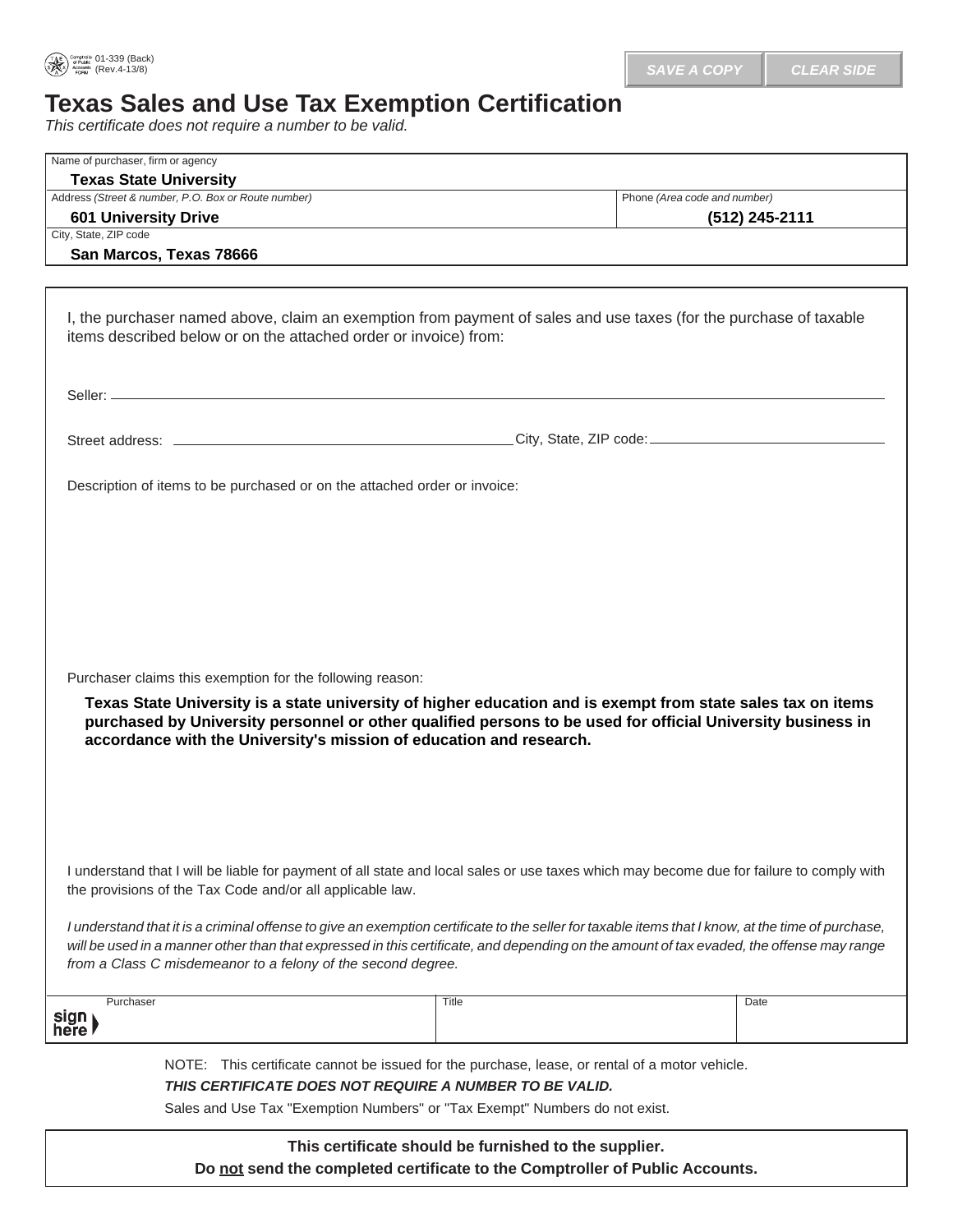01-339 (Back)
(Rev.4-13/8)

# Texas Sales and Use Tax Exemption Certification

*This certificate does not require a number to be valid.*

| | |
|---|---|
| Name of purchaser, firm or agency<br>**Texas State University** | |
| Address *(Street & number, P.O. Box or Route number)*<br>**601 University Drive** | Phone *(Area code and number)*<br>**(512) 245-2111** |
| City, State, ZIP code<br>**San Marcos, Texas 78666** | |

I, the purchaser named above, claim an exemption from payment of sales and use taxes (for the purchase of taxable items described below or on the attached order or invoice) from:

Seller: ______________________________

Street address: ______________________________ City, State, ZIP code: ______________________________

Description of items to be purchased or on the attached order or invoice:

Purchaser claims this exemption for the following reason:

**Texas State University is a state university of higher education and is exempt from state sales tax on items purchased by University personnel or other qualified persons to be used for official University business in accordance with the University's mission of education and research.**

I understand that I will be liable for payment of all state and local sales or use taxes which may become due for failure to comply with the provisions of the Tax Code and/or all applicable law.

*I understand that it is a criminal offense to give an exemption certificate to the seller for taxable items that I know, at the time of purchase, will be used in a manner other than that expressed in this certificate, and depending on the amount of tax evaded, the offense may range from a Class C misdemeanor to a felony of the second degree.*

| Purchaser | Title | Date |
|---|---|---|
| sign here | | |

NOTE: This certificate cannot be issued for the purchase, lease, or rental of a motor vehicle.

***THIS CERTIFICATE DOES NOT REQUIRE A NUMBER TO BE VALID.***

Sales and Use Tax "Exemption Numbers" or "Tax Exempt" Numbers do not exist.

**This certificate should be furnished to the supplier.**
**Do not send the completed certificate to the Comptroller of Public Accounts.**